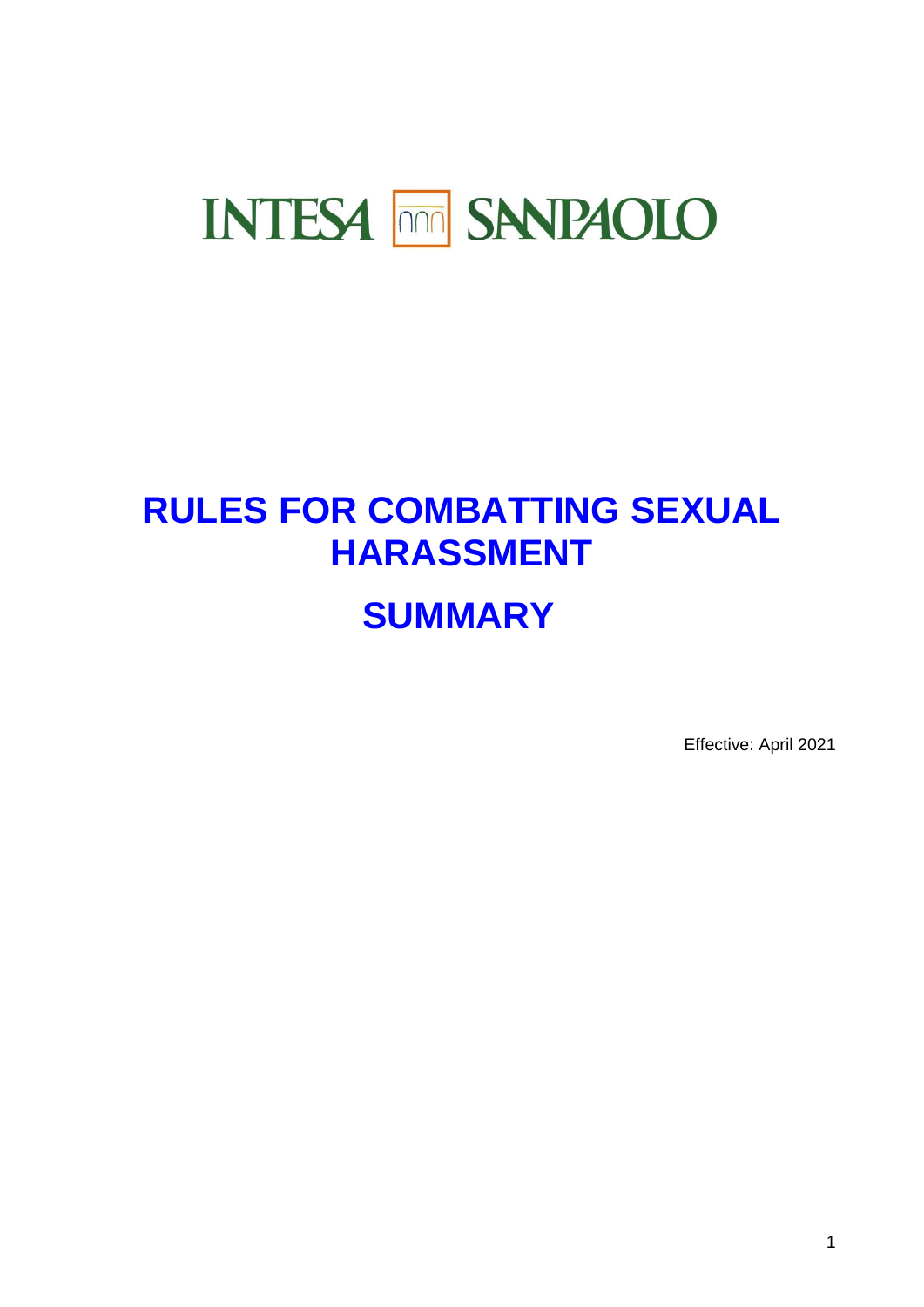INTESA SANPAOLO

# RULES FOR COMBATTING SEXUAL HARASSMENT

# SUMMARY

Effective: April 2021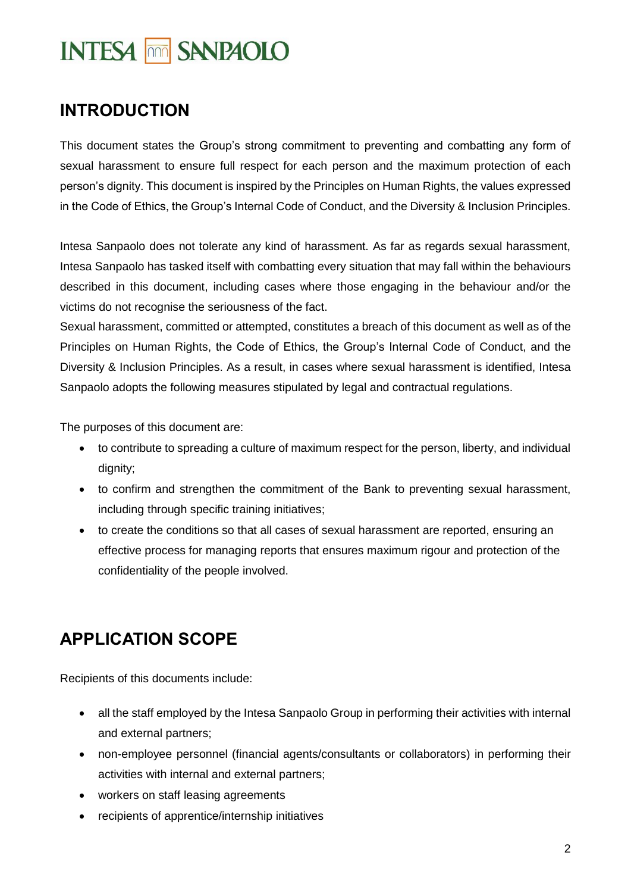## INTRODUCTION

This document states the Group's strong commitment to preventing and combatting any form of sexual harassment to ensure full respect for each person and the maximum protection of each person's dignity. This document is inspired by the Principles on Human Rights, the values expressed in the Code of Ethics, the Group's Internal Code of Conduct, and the Diversity & Inclusion Principles.

Intesa Sanpaolo does not tolerate any kind of harassment. As far as regards sexual harassment, Intesa Sanpaolo has tasked itself with combatting every situation that may fall within the behaviours described in this document, including cases where those engaging in the behaviour and/or the victims do not recognise the seriousness of the fact.
Sexual harassment, committed or attempted, constitutes a breach of this document as well as of the Principles on Human Rights, the Code of Ethics, the Group's Internal Code of Conduct, and the Diversity & Inclusion Principles. As a result, in cases where sexual harassment is identified, Intesa Sanpaolo adopts the following measures stipulated by legal and contractual regulations.

The purposes of this document are:

- to contribute to spreading a culture of maximum respect for the person, liberty, and individual dignity;
- to confirm and strengthen the commitment of the Bank to preventing sexual harassment, including through specific training initiatives;
- to create the conditions so that all cases of sexual harassment are reported, ensuring an effective process for managing reports that ensures maximum rigour and protection of the confidentiality of the people involved.

## APPLICATION SCOPE

Recipients of this documents include:

- all the staff employed by the Intesa Sanpaolo Group in performing their activities with internal and external partners;
- non-employee personnel (financial agents/consultants or collaborators) in performing their activities with internal and external partners;
- workers on staff leasing agreements
- recipients of apprentice/internship initiatives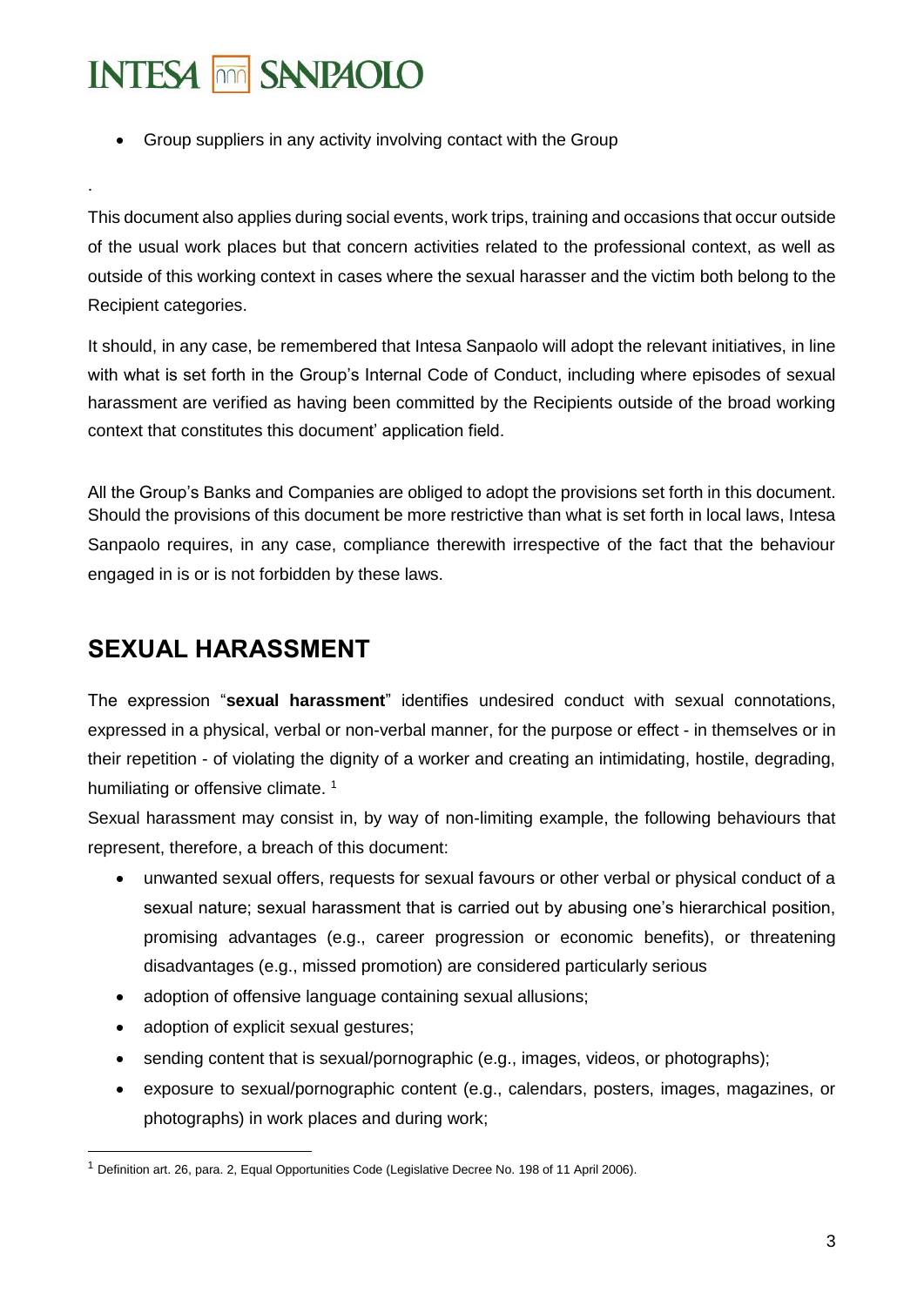- Group suppliers in any activity involving contact with the Group

.

This document also applies during social events, work trips, training and occasions that occur outside of the usual work places but that concern activities related to the professional context, as well as outside of this working context in cases where the sexual harasser and the victim both belong to the Recipient categories.

It should, in any case, be remembered that Intesa Sanpaolo will adopt the relevant initiatives, in line with what is set forth in the Group's Internal Code of Conduct, including where episodes of sexual harassment are verified as having been committed by the Recipients outside of the broad working context that constitutes this document' application field.

All the Group's Banks and Companies are obliged to adopt the provisions set forth in this document. Should the provisions of this document be more restrictive than what is set forth in local laws, Intesa Sanpaolo requires, in any case, compliance therewith irrespective of the fact that the behaviour engaged in is or is not forbidden by these laws.

## SEXUAL HARASSMENT

The expression "**sexual harassment**" identifies undesired conduct with sexual connotations, expressed in a physical, verbal or non-verbal manner, for the purpose or effect - in themselves or in their repetition - of violating the dignity of a worker and creating an intimidating, hostile, degrading, humiliating or offensive climate. [1]

Sexual harassment may consist in, by way of non-limiting example, the following behaviours that represent, therefore, a breach of this document:

- unwanted sexual offers, requests for sexual favours or other verbal or physical conduct of a sexual nature; sexual harassment that is carried out by abusing one's hierarchical position, promising advantages (e.g., career progression or economic benefits), or threatening disadvantages (e.g., missed promotion) are considered particularly serious
- adoption of offensive language containing sexual allusions;
- adoption of explicit sexual gestures;
- sending content that is sexual/pornographic (e.g., images, videos, or photographs);
- exposure to sexual/pornographic content (e.g., calendars, posters, images, magazines, or photographs) in work places and during work;

[1] Definition art. 26, para. 2, Equal Opportunities Code (Legislative Decree No. 198 of 11 April 2006).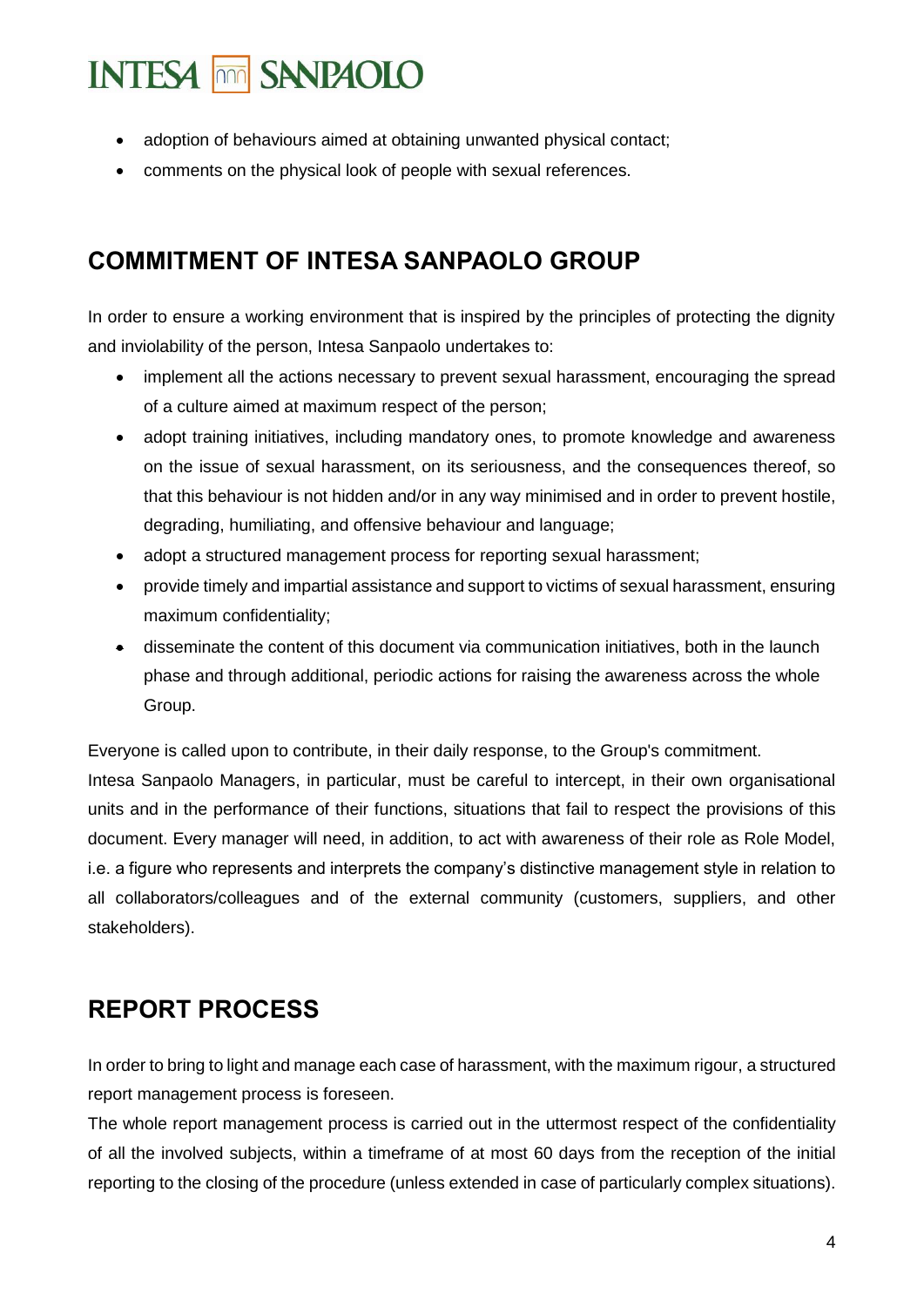- adoption of behaviours aimed at obtaining unwanted physical contact;
- comments on the physical look of people with sexual references.

## COMMITMENT OF INTESA SANPAOLO GROUP

In order to ensure a working environment that is inspired by the principles of protecting the dignity and inviolability of the person, Intesa Sanpaolo undertakes to:

- implement all the actions necessary to prevent sexual harassment, encouraging the spread of a culture aimed at maximum respect of the person;
- adopt training initiatives, including mandatory ones, to promote knowledge and awareness on the issue of sexual harassment, on its seriousness, and the consequences thereof, so that this behaviour is not hidden and/or in any way minimised and in order to prevent hostile, degrading, humiliating, and offensive behaviour and language;
- adopt a structured management process for reporting sexual harassment;
- provide timely and impartial assistance and support to victims of sexual harassment, ensuring maximum confidentiality;
- disseminate the content of this document via communication initiatives, both in the launch phase and through additional, periodic actions for raising the awareness across the whole Group.

Everyone is called upon to contribute, in their daily response, to the Group's commitment.
Intesa Sanpaolo Managers, in particular, must be careful to intercept, in their own organisational units and in the performance of their functions, situations that fail to respect the provisions of this document. Every manager will need, in addition, to act with awareness of their role as Role Model, i.e. a figure who represents and interprets the company's distinctive management style in relation to all collaborators/colleagues and of the external community (customers, suppliers, and other stakeholders).

## REPORT PROCESS

In order to bring to light and manage each case of harassment, with the maximum rigour, a structured report management process is foreseen.
The whole report management process is carried out in the uttermost respect of the confidentiality of all the involved subjects, within a timeframe of at most 60 days from the reception of the initial reporting to the closing of the procedure (unless extended in case of particularly complex situations).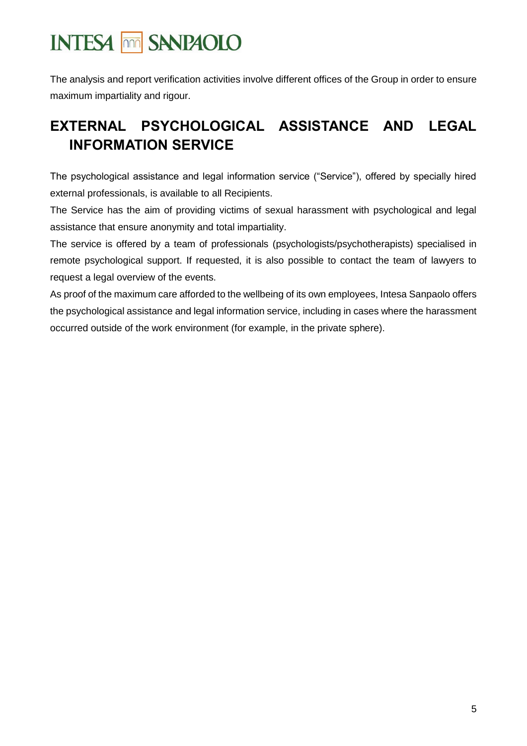The analysis and report verification activities involve different offices of the Group in order to ensure maximum impartiality and rigour.

## EXTERNAL PSYCHOLOGICAL ASSISTANCE AND LEGAL INFORMATION SERVICE

The psychological assistance and legal information service ("Service"), offered by specially hired external professionals, is available to all Recipients.

The Service has the aim of providing victims of sexual harassment with psychological and legal assistance that ensure anonymity and total impartiality.

The service is offered by a team of professionals (psychologists/psychotherapists) specialised in remote psychological support. If requested, it is also possible to contact the team of lawyers to request a legal overview of the events.

As proof of the maximum care afforded to the wellbeing of its own employees, Intesa Sanpaolo offers the psychological assistance and legal information service, including in cases where the harassment occurred outside of the work environment (for example, in the private sphere).